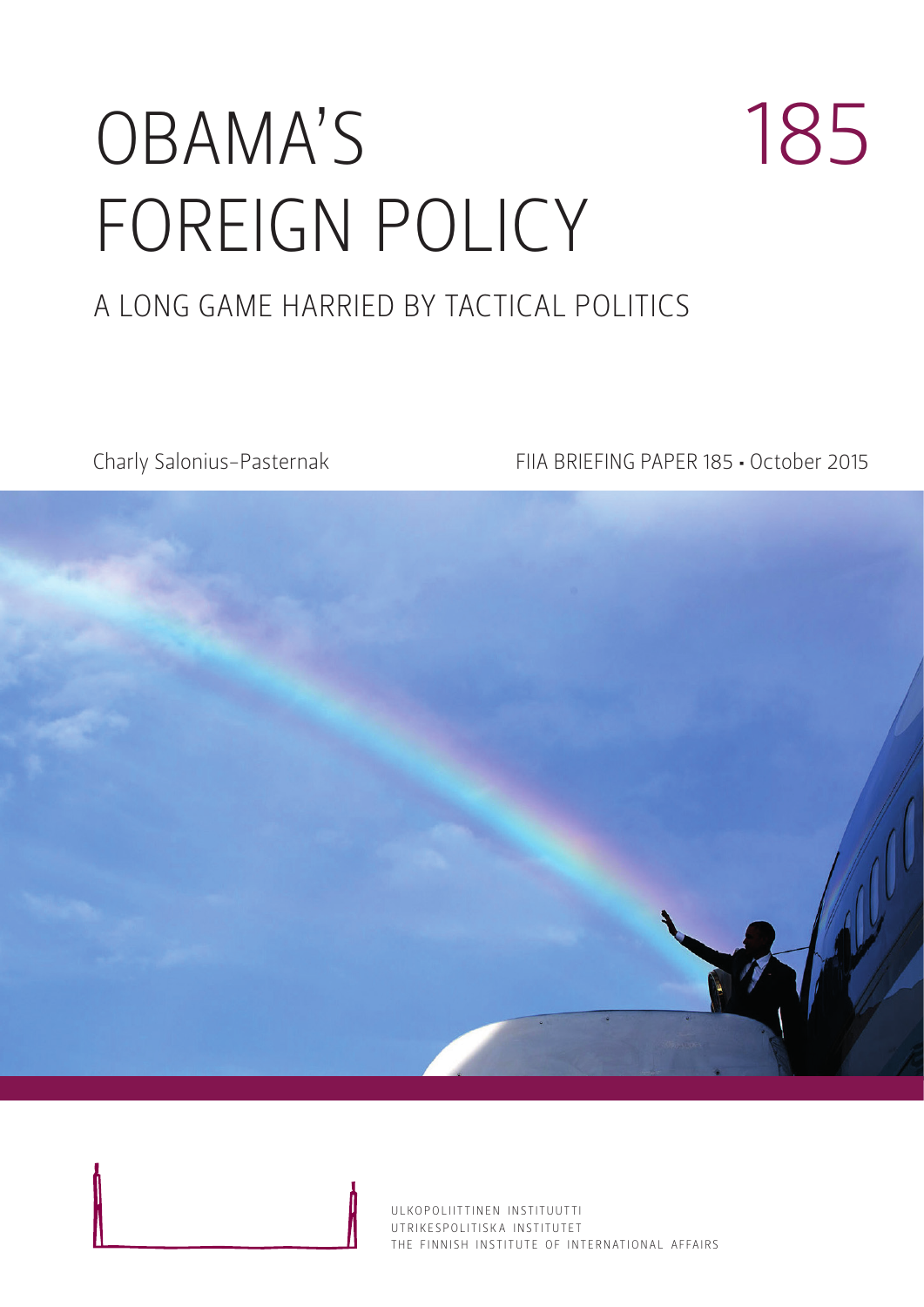# OBAMA'S FOREIGN POLICY

185

## A LONG GAME HARRIED BY TACTICAL POLITICS

Charly Salonius-Pasternak

FIIA BRIEFING PAPER 185 • October 2015

ULKOPOLIITTINEN INSTITUUTTI
UTRIKESPOLITISKA INSTITUTET
THE FINNISH INSTITUTE OF INTERNATIONAL AFFAIRS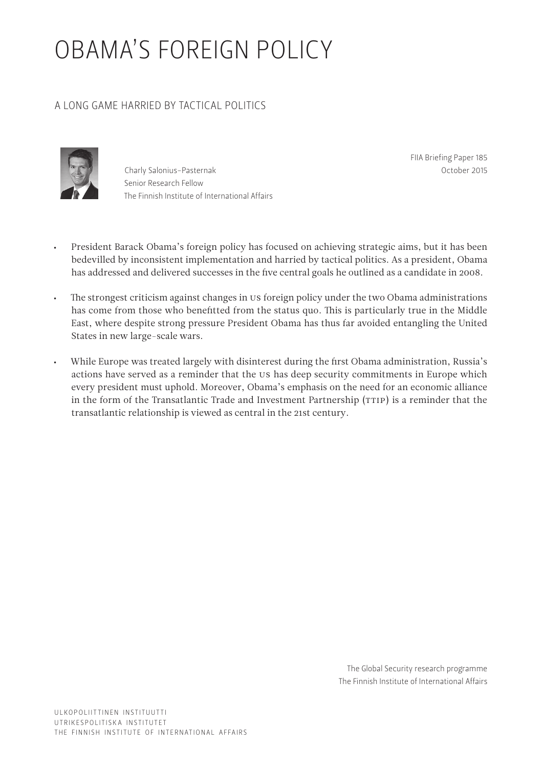# OBAMA'S FOREIGN POLICY

## A LONG GAME HARRIED BY TACTICAL POLITICS

Charly Salonius-Pasternak
Senior Research Fellow
The Finnish Institute of International Affairs

FIIA Briefing Paper 185
October 2015

- President Barack Obama's foreign policy has focused on achieving strategic aims, but it has been bedevilled by inconsistent implementation and harried by tactical politics. As a president, Obama has addressed and delivered successes in the five central goals he outlined as a candidate in 2008.
- The strongest criticism against changes in US foreign policy under the two Obama administrations has come from those who benefitted from the status quo. This is particularly true in the Middle East, where despite strong pressure President Obama has thus far avoided entangling the United States in new large-scale wars.
- While Europe was treated largely with disinterest during the first Obama administration, Russia's actions have served as a reminder that the US has deep security commitments in Europe which every president must uphold. Moreover, Obama's emphasis on the need for an economic alliance in the form of the Transatlantic Trade and Investment Partnership (TTIP) is a reminder that the transatlantic relationship is viewed as central in the 21st century.

The Global Security research programme
The Finnish Institute of International Affairs

ULKOPOLIITTINEN INSTITUUTTI
UTRIKESPOLITISKA INSTITUTET
THE FINNISH INSTITUTE OF INTERNATIONAL AFFAIRS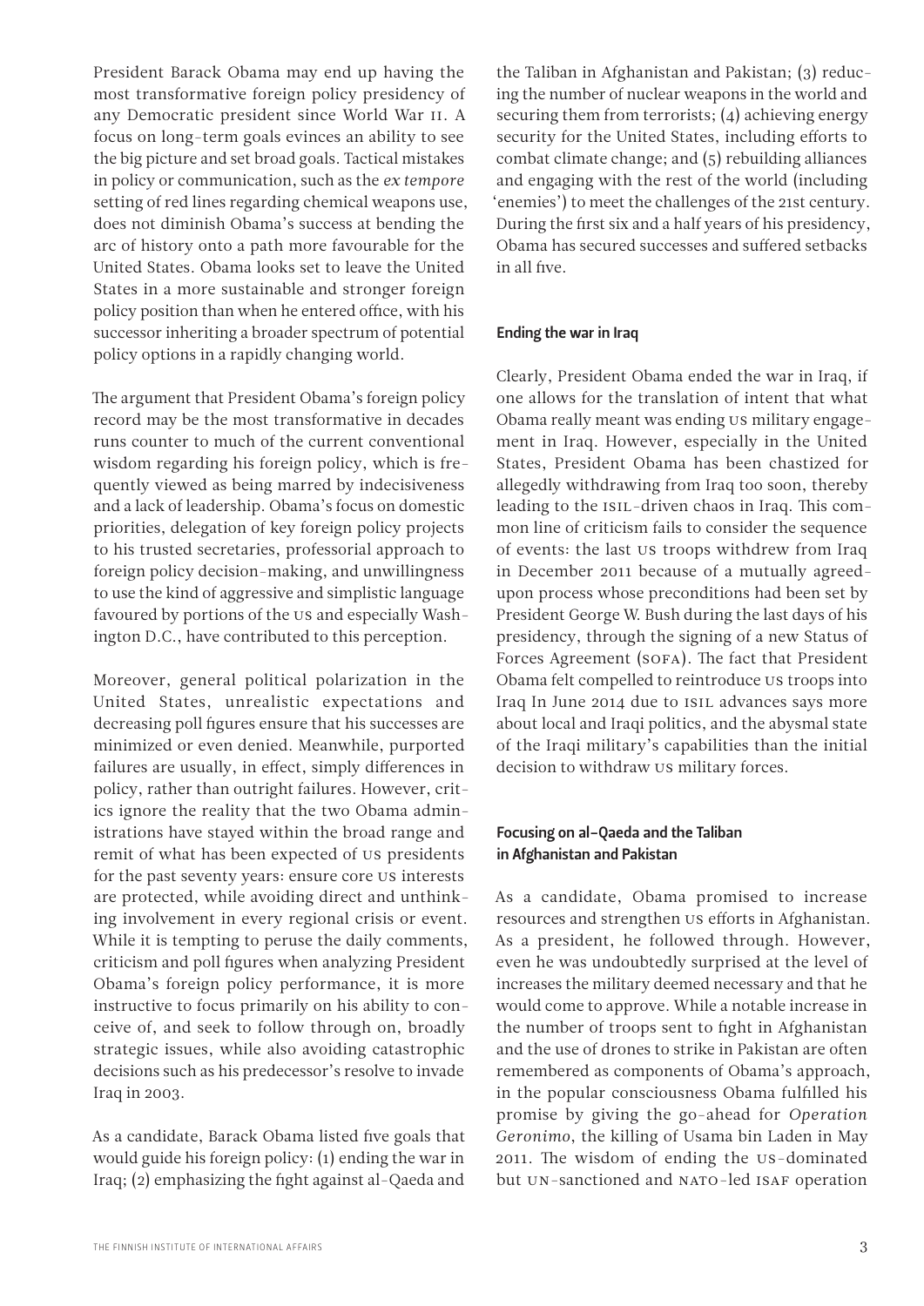President Barack Obama may end up having the most transformative foreign policy presidency of any Democratic president since World War II. A focus on long-term goals evinces an ability to see the big picture and set broad goals. Tactical mistakes in policy or communication, such as the *ex tempore* setting of red lines regarding chemical weapons use, does not diminish Obama's success at bending the arc of history onto a path more favourable for the United States. Obama looks set to leave the United States in a more sustainable and stronger foreign policy position than when he entered office, with his successor inheriting a broader spectrum of potential policy options in a rapidly changing world.

The argument that President Obama's foreign policy record may be the most transformative in decades runs counter to much of the current conventional wisdom regarding his foreign policy, which is frequently viewed as being marred by indecisiveness and a lack of leadership. Obama's focus on domestic priorities, delegation of key foreign policy projects to his trusted secretaries, professorial approach to foreign policy decision-making, and unwillingness to use the kind of aggressive and simplistic language favoured by portions of the US and especially Washington D.C., have contributed to this perception.

Moreover, general political polarization in the United States, unrealistic expectations and decreasing poll figures ensure that his successes are minimized or even denied. Meanwhile, purported failures are usually, in effect, simply differences in policy, rather than outright failures. However, critics ignore the reality that the two Obama administrations have stayed within the broad range and remit of what has been expected of US presidents for the past seventy years: ensure core US interests are protected, while avoiding direct and unthinking involvement in every regional crisis or event. While it is tempting to peruse the daily comments, criticism and poll figures when analyzing President Obama's foreign policy performance, it is more instructive to focus primarily on his ability to conceive of, and seek to follow through on, broadly strategic issues, while also avoiding catastrophic decisions such as his predecessor's resolve to invade Iraq in 2003.

As a candidate, Barack Obama listed five goals that would guide his foreign policy: (1) ending the war in Iraq; (2) emphasizing the fight against al-Qaeda and the Taliban in Afghanistan and Pakistan; (3) reducing the number of nuclear weapons in the world and securing them from terrorists; (4) achieving energy security for the United States, including efforts to combat climate change; and (5) rebuilding alliances and engaging with the rest of the world (including 'enemies') to meet the challenges of the 21st century. During the first six and a half years of his presidency, Obama has secured successes and suffered setbacks in all five.

### Ending the war in Iraq

Clearly, President Obama ended the war in Iraq, if one allows for the translation of intent that what Obama really meant was ending US military engagement in Iraq. However, especially in the United States, President Obama has been chastized for allegedly withdrawing from Iraq too soon, thereby leading to the ISIL-driven chaos in Iraq. This common line of criticism fails to consider the sequence of events: the last US troops withdrew from Iraq in December 2011 because of a mutually agreed-upon process whose preconditions had been set by President George W. Bush during the last days of his presidency, through the signing of a new Status of Forces Agreement (SOFA). The fact that President Obama felt compelled to reintroduce US troops into Iraq In June 2014 due to ISIL advances says more about local and Iraqi politics, and the abysmal state of the Iraqi military's capabilities than the initial decision to withdraw US military forces.

### Focusing on al-Qaeda and the Taliban in Afghanistan and Pakistan

As a candidate, Obama promised to increase resources and strengthen US efforts in Afghanistan. As a president, he followed through. However, even he was undoubtedly surprised at the level of increases the military deemed necessary and that he would come to approve. While a notable increase in the number of troops sent to fight in Afghanistan and the use of drones to strike in Pakistan are often remembered as components of Obama's approach, in the popular consciousness Obama fulfilled his promise by giving the go-ahead for *Operation Geronimo*, the killing of Usama bin Laden in May 2011. The wisdom of ending the US-dominated but UN-sanctioned and NATO-led ISAF operation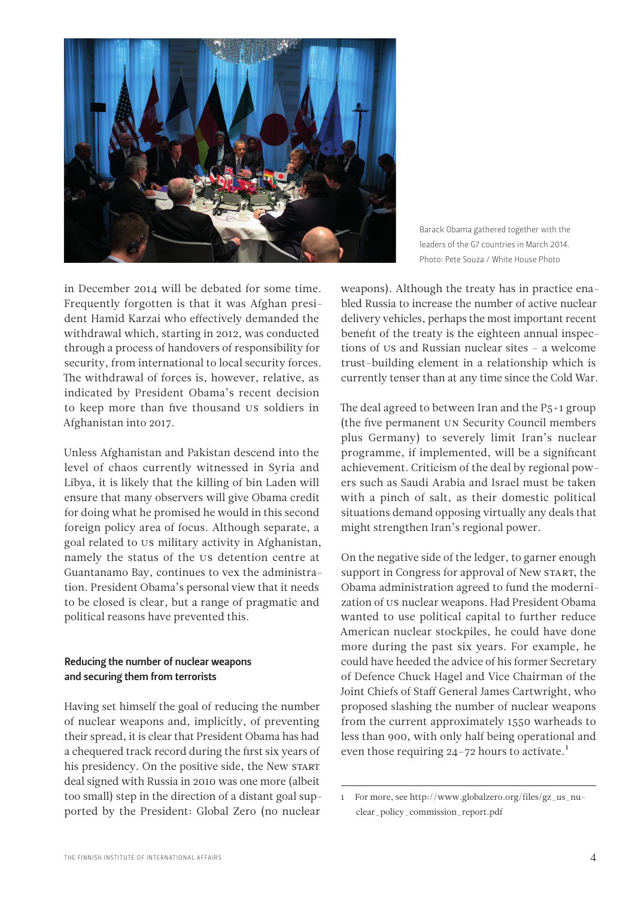Barack Obama gathered together with the leaders of the G7 countries in March 2014. Photo: Pete Souza / White House Photo

in December 2014 will be debated for some time. Frequently forgotten is that it was Afghan president Hamid Karzai who effectively demanded the withdrawal which, starting in 2012, was conducted through a process of handovers of responsibility for security, from international to local security forces. The withdrawal of forces is, however, relative, as indicated by President Obama's recent decision to keep more than five thousand US soldiers in Afghanistan into 2017.

Unless Afghanistan and Pakistan descend into the level of chaos currently witnessed in Syria and Libya, it is likely that the killing of bin Laden will ensure that many observers will give Obama credit for doing what he promised he would in this second foreign policy area of focus. Although separate, a goal related to US military activity in Afghanistan, namely the status of the US detention centre at Guantanamo Bay, continues to vex the administration. President Obama's personal view that it needs to be closed is clear, but a range of pragmatic and political reasons have prevented this.

## Reducing the number of nuclear weapons and securing them from terrorists

Having set himself the goal of reducing the number of nuclear weapons and, implicitly, of preventing their spread, it is clear that President Obama has had a chequered track record during the first six years of his presidency. On the positive side, the New START deal signed with Russia in 2010 was one more (albeit too small) step in the direction of a distant goal supported by the President: Global Zero (no nuclear weapons). Although the treaty has in practice enabled Russia to increase the number of active nuclear delivery vehicles, perhaps the most important recent benefit of the treaty is the eighteen annual inspections of US and Russian nuclear sites – a welcome trust-building element in a relationship which is currently tenser than at any time since the Cold War.

The deal agreed to between Iran and the P5+1 group (the five permanent UN Security Council members plus Germany) to severely limit Iran's nuclear programme, if implemented, will be a significant achievement. Criticism of the deal by regional powers such as Saudi Arabia and Israel must be taken with a pinch of salt, as their domestic political situations demand opposing virtually any deals that might strengthen Iran's regional power.

On the negative side of the ledger, to garner enough support in Congress for approval of New START, the Obama administration agreed to fund the modernization of US nuclear weapons. Had President Obama wanted to use political capital to further reduce American nuclear stockpiles, he could have done more during the past six years. For example, he could have heeded the advice of his former Secretary of Defence Chuck Hagel and Vice Chairman of the Joint Chiefs of Staff General James Cartwright, who proposed slashing the number of nuclear weapons from the current approximately 1550 warheads to less than 900, with only half being operational and even those requiring 24–72 hours to activate.[1]

1 For more, see http://www.globalzero.org/files/gz_us_nuclear_policy_commission_report.pdf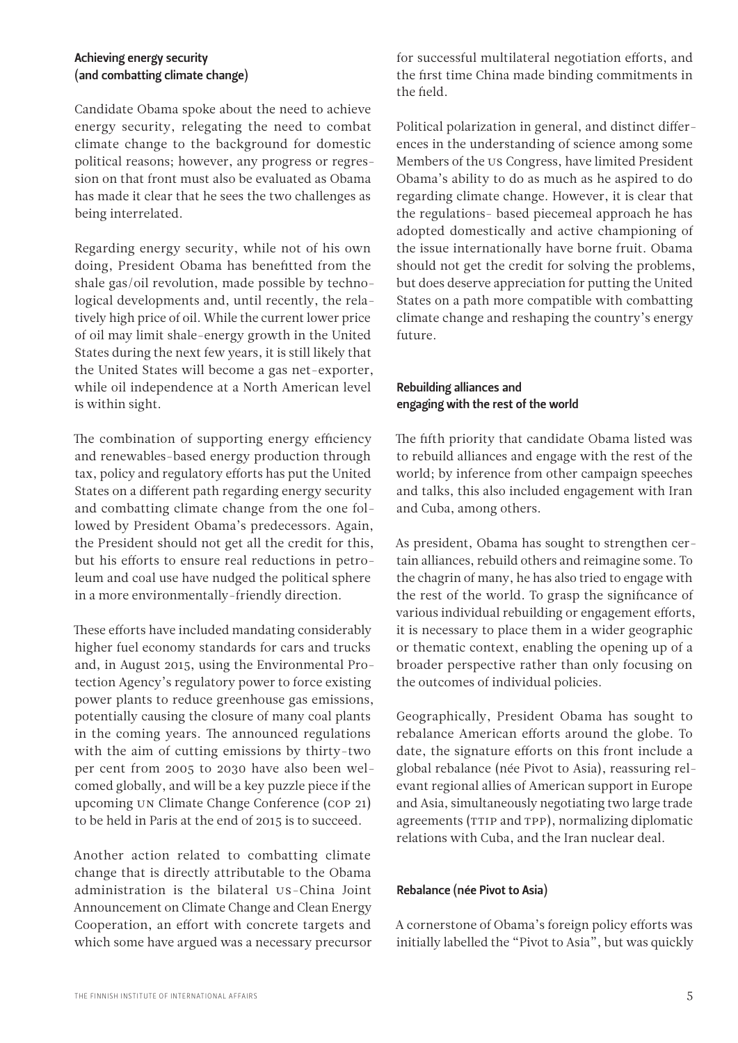### Achieving energy security (and combatting climate change)

Candidate Obama spoke about the need to achieve energy security, relegating the need to combat climate change to the background for domestic political reasons; however, any progress or regression on that front must also be evaluated as Obama has made it clear that he sees the two challenges as being interrelated.

Regarding energy security, while not of his own doing, President Obama has benefitted from the shale gas/oil revolution, made possible by technological developments and, until recently, the relatively high price of oil. While the current lower price of oil may limit shale-energy growth in the United States during the next few years, it is still likely that the United States will become a gas net-exporter, while oil independence at a North American level is within sight.

The combination of supporting energy efficiency and renewables-based energy production through tax, policy and regulatory efforts has put the United States on a different path regarding energy security and combatting climate change from the one followed by President Obama's predecessors. Again, the President should not get all the credit for this, but his efforts to ensure real reductions in petroleum and coal use have nudged the political sphere in a more environmentally-friendly direction.

These efforts have included mandating considerably higher fuel economy standards for cars and trucks and, in August 2015, using the Environmental Protection Agency's regulatory power to force existing power plants to reduce greenhouse gas emissions, potentially causing the closure of many coal plants in the coming years. The announced regulations with the aim of cutting emissions by thirty-two per cent from 2005 to 2030 have also been welcomed globally, and will be a key puzzle piece if the upcoming UN Climate Change Conference (COP 21) to be held in Paris at the end of 2015 is to succeed.

Another action related to combatting climate change that is directly attributable to the Obama administration is the bilateral US-China Joint Announcement on Climate Change and Clean Energy Cooperation, an effort with concrete targets and which some have argued was a necessary precursor for successful multilateral negotiation efforts, and the first time China made binding commitments in the field.

Political polarization in general, and distinct differences in the understanding of science among some Members of the US Congress, have limited President Obama's ability to do as much as he aspired to do regarding climate change. However, it is clear that the regulations- based piecemeal approach he has adopted domestically and active championing of the issue internationally have borne fruit. Obama should not get the credit for solving the problems, but does deserve appreciation for putting the United States on a path more compatible with combatting climate change and reshaping the country's energy future.

### Rebuilding alliances and engaging with the rest of the world

The fifth priority that candidate Obama listed was to rebuild alliances and engage with the rest of the world; by inference from other campaign speeches and talks, this also included engagement with Iran and Cuba, among others.

As president, Obama has sought to strengthen certain alliances, rebuild others and reimagine some. To the chagrin of many, he has also tried to engage with the rest of the world. To grasp the significance of various individual rebuilding or engagement efforts, it is necessary to place them in a wider geographic or thematic context, enabling the opening up of a broader perspective rather than only focusing on the outcomes of individual policies.

Geographically, President Obama has sought to rebalance American efforts around the globe. To date, the signature efforts on this front include a global rebalance (née Pivot to Asia), reassuring relevant regional allies of American support in Europe and Asia, simultaneously negotiating two large trade agreements (TTIP and TPP), normalizing diplomatic relations with Cuba, and the Iran nuclear deal.

### Rebalance (née Pivot to Asia)

A cornerstone of Obama's foreign policy efforts was initially labelled the "Pivot to Asia", but was quickly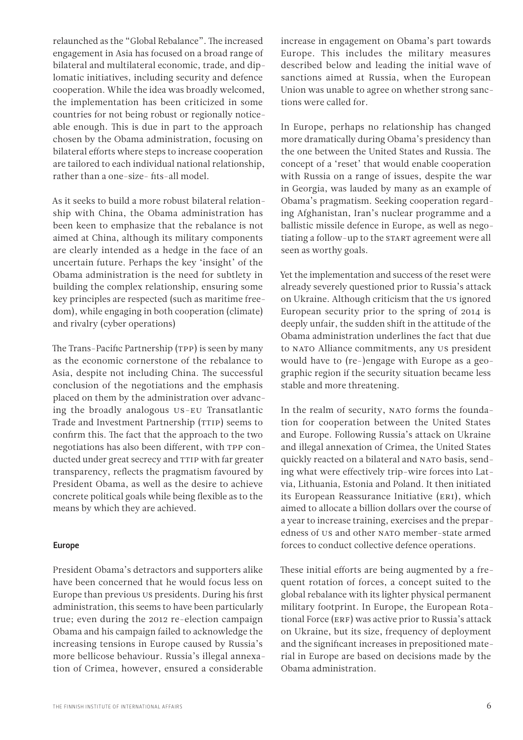relaunched as the "Global Rebalance". The increased engagement in Asia has focused on a broad range of bilateral and multilateral economic, trade, and diplomatic initiatives, including security and defence cooperation. While the idea was broadly welcomed, the implementation has been criticized in some countries for not being robust or regionally noticeable enough. This is due in part to the approach chosen by the Obama administration, focusing on bilateral efforts where steps to increase cooperation are tailored to each individual national relationship, rather than a one-size- fits-all model.

As it seeks to build a more robust bilateral relationship with China, the Obama administration has been keen to emphasize that the rebalance is not aimed at China, although its military components are clearly intended as a hedge in the face of an uncertain future. Perhaps the key 'insight' of the Obama administration is the need for subtlety in building the complex relationship, ensuring some key principles are respected (such as maritime freedom), while engaging in both cooperation (climate) and rivalry (cyber operations)

The Trans-Pacific Partnership (TPP) is seen by many as the economic cornerstone of the rebalance to Asia, despite not including China. The successful conclusion of the negotiations and the emphasis placed on them by the administration over advancing the broadly analogous US-EU Transatlantic Trade and Investment Partnership (TTIP) seems to confirm this. The fact that the approach to the two negotiations has also been different, with TPP conducted under great secrecy and TTIP with far greater transparency, reflects the pragmatism favoured by President Obama, as well as the desire to achieve concrete political goals while being flexible as to the means by which they are achieved.

#### Europe

President Obama's detractors and supporters alike have been concerned that he would focus less on Europe than previous US presidents. During his first administration, this seems to have been particularly true; even during the 2012 re-election campaign Obama and his campaign failed to acknowledge the increasing tensions in Europe caused by Russia's more bellicose behaviour. Russia's illegal annexation of Crimea, however, ensured a considerable increase in engagement on Obama's part towards Europe. This includes the military measures described below and leading the initial wave of sanctions aimed at Russia, when the European Union was unable to agree on whether strong sanctions were called for.

In Europe, perhaps no relationship has changed more dramatically during Obama's presidency than the one between the United States and Russia. The concept of a 'reset' that would enable cooperation with Russia on a range of issues, despite the war in Georgia, was lauded by many as an example of Obama's pragmatism. Seeking cooperation regarding Afghanistan, Iran's nuclear programme and a ballistic missile defence in Europe, as well as negotiating a follow-up to the START agreement were all seen as worthy goals.

Yet the implementation and success of the reset were already severely questioned prior to Russia's attack on Ukraine. Although criticism that the US ignored European security prior to the spring of 2014 is deeply unfair, the sudden shift in the attitude of the Obama administration underlines the fact that due to NATO Alliance commitments, any US president would have to (re-)engage with Europe as a geographic region if the security situation became less stable and more threatening.

In the realm of security, NATO forms the foundation for cooperation between the United States and Europe. Following Russia's attack on Ukraine and illegal annexation of Crimea, the United States quickly reacted on a bilateral and NATO basis, sending what were effectively trip-wire forces into Latvia, Lithuania, Estonia and Poland. It then initiated its European Reassurance Initiative (ERI), which aimed to allocate a billion dollars over the course of a year to increase training, exercises and the preparedness of US and other NATO member-state armed forces to conduct collective defence operations.

These initial efforts are being augmented by a frequent rotation of forces, a concept suited to the global rebalance with its lighter physical permanent military footprint. In Europe, the European Rotational Force (ERF) was active prior to Russia's attack on Ukraine, but its size, frequency of deployment and the significant increases in prepositioned material in Europe are based on decisions made by the Obama administration.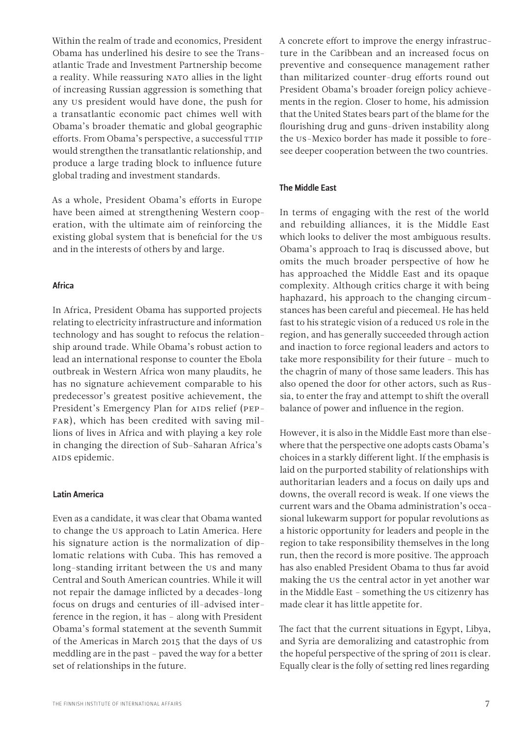Within the realm of trade and economics, President Obama has underlined his desire to see the Transatlantic Trade and Investment Partnership become a reality. While reassuring NATO allies in the light of increasing Russian aggression is something that any US president would have done, the push for a transatlantic economic pact chimes well with Obama's broader thematic and global geographic efforts. From Obama's perspective, a successful TTIP would strengthen the transatlantic relationship, and produce a large trading block to influence future global trading and investment standards.

As a whole, President Obama's efforts in Europe have been aimed at strengthening Western cooperation, with the ultimate aim of reinforcing the existing global system that is beneficial for the US and in the interests of others by and large.

### Africa

In Africa, President Obama has supported projects relating to electricity infrastructure and information technology and has sought to refocus the relationship around trade. While Obama's robust action to lead an international response to counter the Ebola outbreak in Western Africa won many plaudits, he has no signature achievement comparable to his predecessor's greatest positive achievement, the President's Emergency Plan for AIDS relief (PEPFAR), which has been credited with saving millions of lives in Africa and with playing a key role in changing the direction of Sub-Saharan Africa's AIDS epidemic.

### Latin America

Even as a candidate, it was clear that Obama wanted to change the US approach to Latin America. Here his signature action is the normalization of diplomatic relations with Cuba. This has removed a long-standing irritant between the US and many Central and South American countries. While it will not repair the damage inflicted by a decades-long focus on drugs and centuries of ill-advised interference in the region, it has – along with President Obama's formal statement at the seventh Summit of the Americas in March 2015 that the days of US meddling are in the past – paved the way for a better set of relationships in the future.

A concrete effort to improve the energy infrastructure in the Caribbean and an increased focus on preventive and consequence management rather than militarized counter-drug efforts round out President Obama's broader foreign policy achievements in the region. Closer to home, his admission that the United States bears part of the blame for the flourishing drug and guns-driven instability along the US-Mexico border has made it possible to foresee deeper cooperation between the two countries.

### The Middle East

In terms of engaging with the rest of the world and rebuilding alliances, it is the Middle East which looks to deliver the most ambiguous results. Obama's approach to Iraq is discussed above, but omits the much broader perspective of how he has approached the Middle East and its opaque complexity. Although critics charge it with being haphazard, his approach to the changing circumstances has been careful and piecemeal. He has held fast to his strategic vision of a reduced US role in the region, and has generally succeeded through action and inaction to force regional leaders and actors to take more responsibility for their future – much to the chagrin of many of those same leaders. This has also opened the door for other actors, such as Russia, to enter the fray and attempt to shift the overall balance of power and influence in the region.

However, it is also in the Middle East more than elsewhere that the perspective one adopts casts Obama's choices in a starkly different light. If the emphasis is laid on the purported stability of relationships with authoritarian leaders and a focus on daily ups and downs, the overall record is weak. If one views the current wars and the Obama administration's occasional lukewarm support for popular revolutions as a historic opportunity for leaders and people in the region to take responsibility themselves in the long run, then the record is more positive. The approach has also enabled President Obama to thus far avoid making the US the central actor in yet another war in the Middle East – something the US citizenry has made clear it has little appetite for.

The fact that the current situations in Egypt, Libya, and Syria are demoralizing and catastrophic from the hopeful perspective of the spring of 2011 is clear. Equally clear is the folly of setting red lines regarding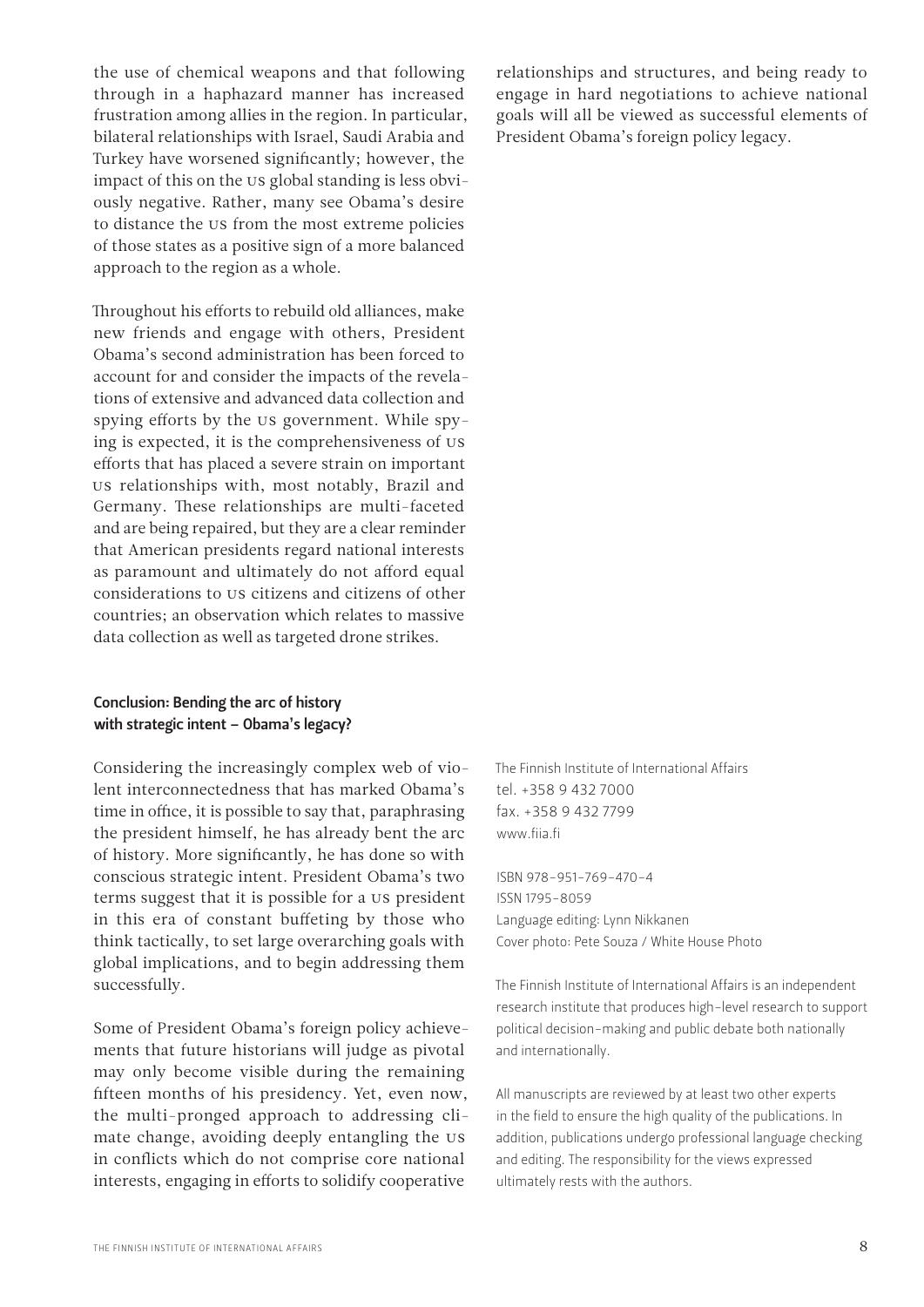the use of chemical weapons and that following through in a haphazard manner has increased frustration among allies in the region. In particular, bilateral relationships with Israel, Saudi Arabia and Turkey have worsened significantly; however, the impact of this on the US global standing is less obviously negative. Rather, many see Obama's desire to distance the US from the most extreme policies of those states as a positive sign of a more balanced approach to the region as a whole.

Throughout his efforts to rebuild old alliances, make new friends and engage with others, President Obama's second administration has been forced to account for and consider the impacts of the revelations of extensive and advanced data collection and spying efforts by the US government. While spying is expected, it is the comprehensiveness of US efforts that has placed a severe strain on important US relationships with, most notably, Brazil and Germany. These relationships are multi-faceted and are being repaired, but they are a clear reminder that American presidents regard national interests as paramount and ultimately do not afford equal considerations to US citizens and citizens of other countries; an observation which relates to massive data collection as well as targeted drone strikes.

## Conclusion: Bending the arc of history with strategic intent – Obama's legacy?

Considering the increasingly complex web of violent interconnectedness that has marked Obama's time in office, it is possible to say that, paraphrasing the president himself, he has already bent the arc of history. More significantly, he has done so with conscious strategic intent. President Obama's two terms suggest that it is possible for a US president in this era of constant buffeting by those who think tactically, to set large overarching goals with global implications, and to begin addressing them successfully.

Some of President Obama's foreign policy achievements that future historians will judge as pivotal may only become visible during the remaining fifteen months of his presidency. Yet, even now, the multi-pronged approach to addressing climate change, avoiding deeply entangling the US in conflicts which do not comprise core national interests, engaging in efforts to solidify cooperative relationships and structures, and being ready to engage in hard negotiations to achieve national goals will all be viewed as successful elements of President Obama's foreign policy legacy.

The Finnish Institute of International Affairs
tel. +358 9 432 7000
fax. +358 9 432 7799
www.fiia.fi

ISBN 978-951-769-470-4
ISSN 1795-8059
Language editing: Lynn Nikkanen
Cover photo: Pete Souza / White House Photo

The Finnish Institute of International Affairs is an independent research institute that produces high-level research to support political decision-making and public debate both nationally and internationally.

All manuscripts are reviewed by at least two other experts in the field to ensure the high quality of the publications. In addition, publications undergo professional language checking and editing. The responsibility for the views expressed ultimately rests with the authors.